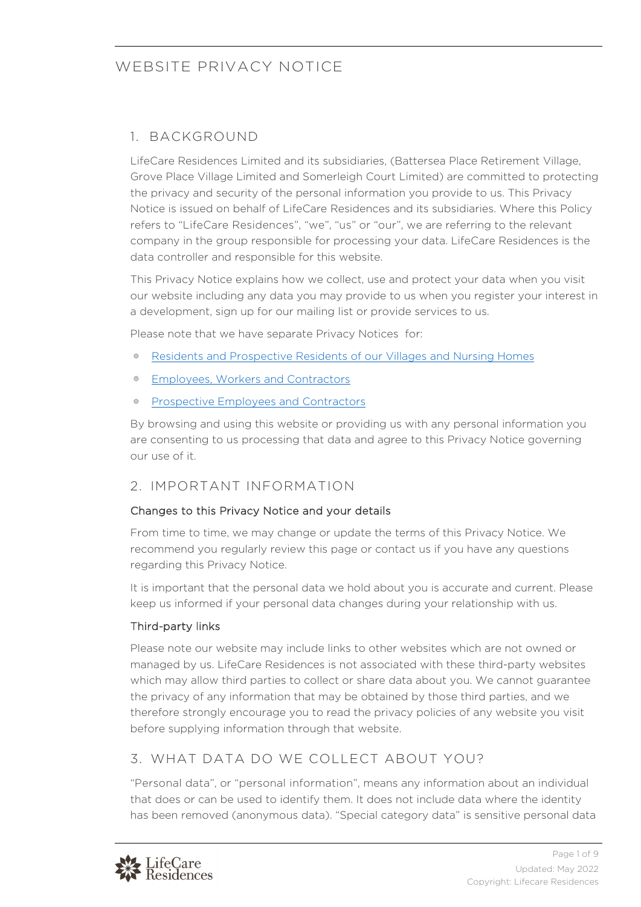# WEBSITE PRIVACY NOTICE

## 1. BACKGROUND

LifeCare Residences Limited and its subsidiaries, (Battersea Place Retirement Village, Grove Place Village Limited and Somerleigh Court Limited) are committed to protecting the privacy and security of the personal information you provide to us. This Privacy Notice is issued on behalf of LifeCare Residences and its subsidiaries. Where this Policy refers to "LifeCare Residences", "we", "us" or "our", we are referring to the relevant company in the group responsible for processing your data. LifeCare Residences is the data controller and responsible for this website.

This Privacy Notice explains how we collect, use and protect your data when you visit our website including any data you may provide to us when you register your interest in a development, sign up for our mailing list or provide services to us.

Please note that we have separate Privacy Notices for:

- Residents and Prospective Residents of our Villages and Nursing Homes
- Employees, Workers and Contractors
- Prospective Employees and Contractors

By browsing and using this website or providing us with any personal information you are consenting to us processing that data and agree to this Privacy Notice governing our use of it.

## 2. IMPORTANT INFORMATION

### Changes to this Privacy Notice and your details

From time to time, we may change or update the terms of this Privacy Notice. We recommend you regularly review this page or contact us if you have any questions regarding this Privacy Notice.

It is important that the personal data we hold about you is accurate and current. Please keep us informed if your personal data changes during your relationship with us.

### Third-party links

Please note our website may include links to other websites which are not owned or managed by us. LifeCare Residences is not associated with these third-party websites which may allow third parties to collect or share data about you. We cannot guarantee the privacy of any information that may be obtained by those third parties, and we therefore strongly encourage you to read the privacy policies of any website you visit before supplying information through that website.

## 3. WHAT DATA DO WE COLLECT ABOUT YOU?

"Personal data", or "personal information", means any information about an individual that does or can be used to identify them. It does not include data where the identity has been removed (anonymous data). "Special category data" is sensitive personal data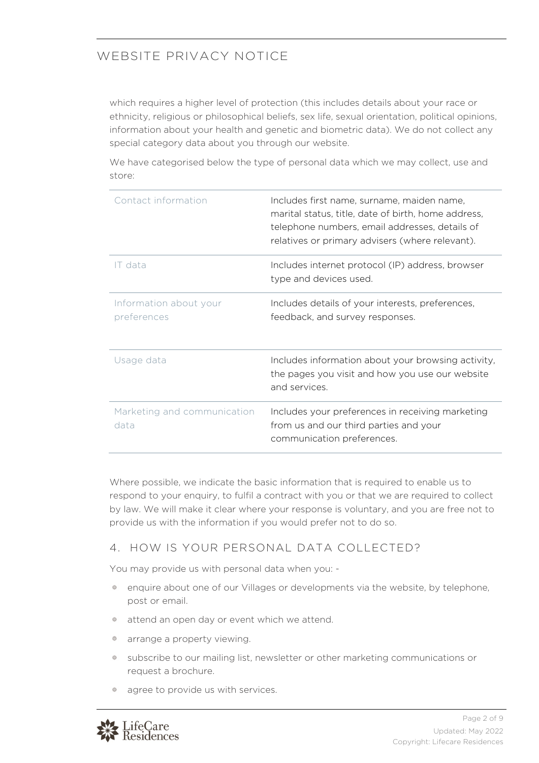which requires a higher level of protection (this includes details about your race or ethnicity, religious or philosophical beliefs, sex life, sexual orientation, political opinions, information about your health and genetic and biometric data). We do not collect any special category data about you through our website.

We have categorised below the type of personal data which we may collect, use and store:

| | |
|---|---|
| Contact information | Includes first name, surname, maiden name, marital status, title, date of birth, home address, telephone numbers, email addresses, details of relatives or primary advisers (where relevant). |
| IT data | Includes internet protocol (IP) address, browser type and devices used. |
| Information about your preferences | Includes details of your interests, preferences, feedback, and survey responses. |
| Usage data | Includes information about your browsing activity, the pages you visit and how you use our website and services. |
| Marketing and communication data | Includes your preferences in receiving marketing from us and our third parties and your communication preferences. |

Where possible, we indicate the basic information that is required to enable us to respond to your enquiry, to fulfil a contract with you or that we are required to collect by law. We will make it clear where your response is voluntary, and you are free not to provide us with the information if you would prefer not to do so.

## 4. HOW IS YOUR PERSONAL DATA COLLECTED?

You may provide us with personal data when you: -

- enquire about one of our Villages or developments via the website, by telephone, post or email.
- attend an open day or event which we attend.
- arrange a property viewing.
- subscribe to our mailing list, newsletter or other marketing communications or request a brochure.
- agree to provide us with services.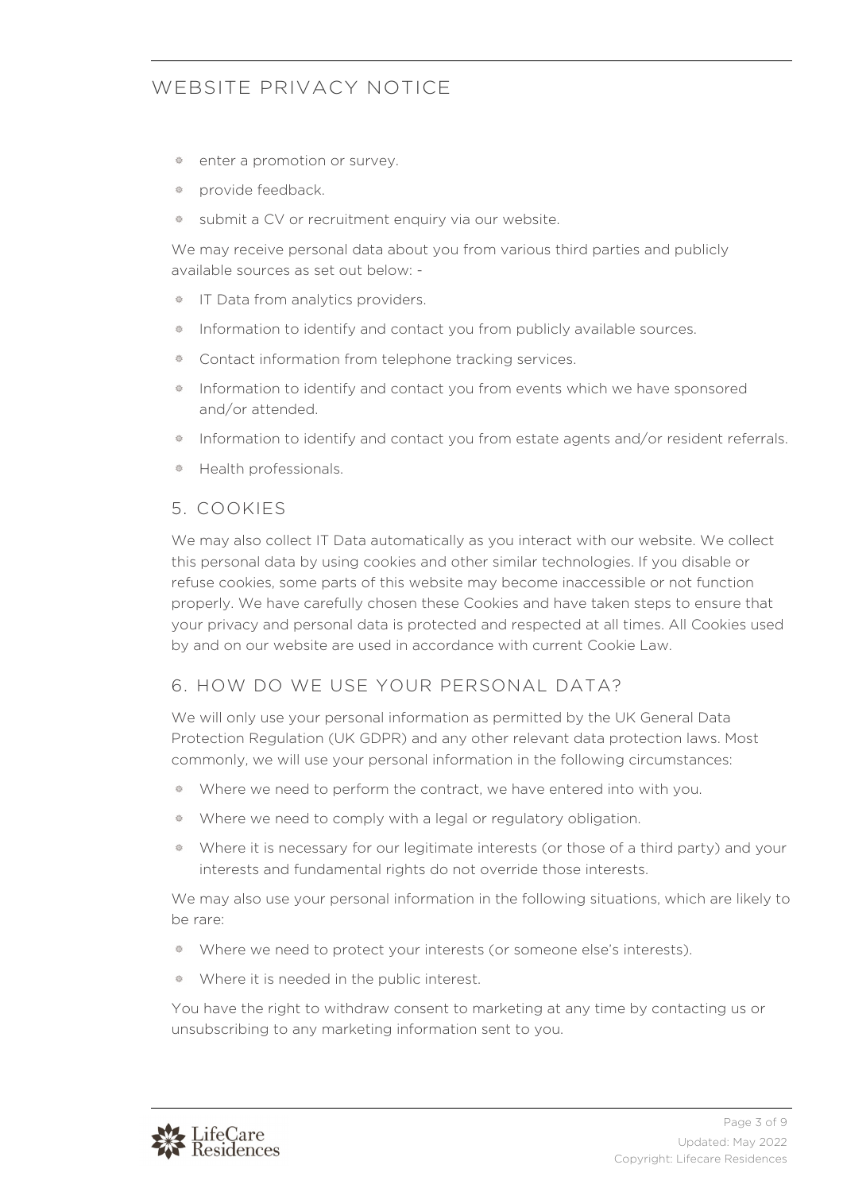- enter a promotion or survey.
- provide feedback.
- submit a CV or recruitment enquiry via our website.

We may receive personal data about you from various third parties and publicly available sources as set out below: -

- IT Data from analytics providers.
- Information to identify and contact you from publicly available sources.
- Contact information from telephone tracking services.
- Information to identify and contact you from events which we have sponsored and/or attended.
- Information to identify and contact you from estate agents and/or resident referrals.
- Health professionals.

## 5. COOKIES

We may also collect IT Data automatically as you interact with our website. We collect this personal data by using cookies and other similar technologies. If you disable or refuse cookies, some parts of this website may become inaccessible or not function properly. We have carefully chosen these Cookies and have taken steps to ensure that your privacy and personal data is protected and respected at all times. All Cookies used by and on our website are used in accordance with current Cookie Law.

## 6. HOW DO WE USE YOUR PERSONAL DATA?

We will only use your personal information as permitted by the UK General Data Protection Regulation (UK GDPR) and any other relevant data protection laws. Most commonly, we will use your personal information in the following circumstances:

- Where we need to perform the contract, we have entered into with you.
- Where we need to comply with a legal or regulatory obligation.
- Where it is necessary for our legitimate interests (or those of a third party) and your interests and fundamental rights do not override those interests.

We may also use your personal information in the following situations, which are likely to be rare:

- Where we need to protect your interests (or someone else's interests).
- Where it is needed in the public interest.

You have the right to withdraw consent to marketing at any time by contacting us or unsubscribing to any marketing information sent to you.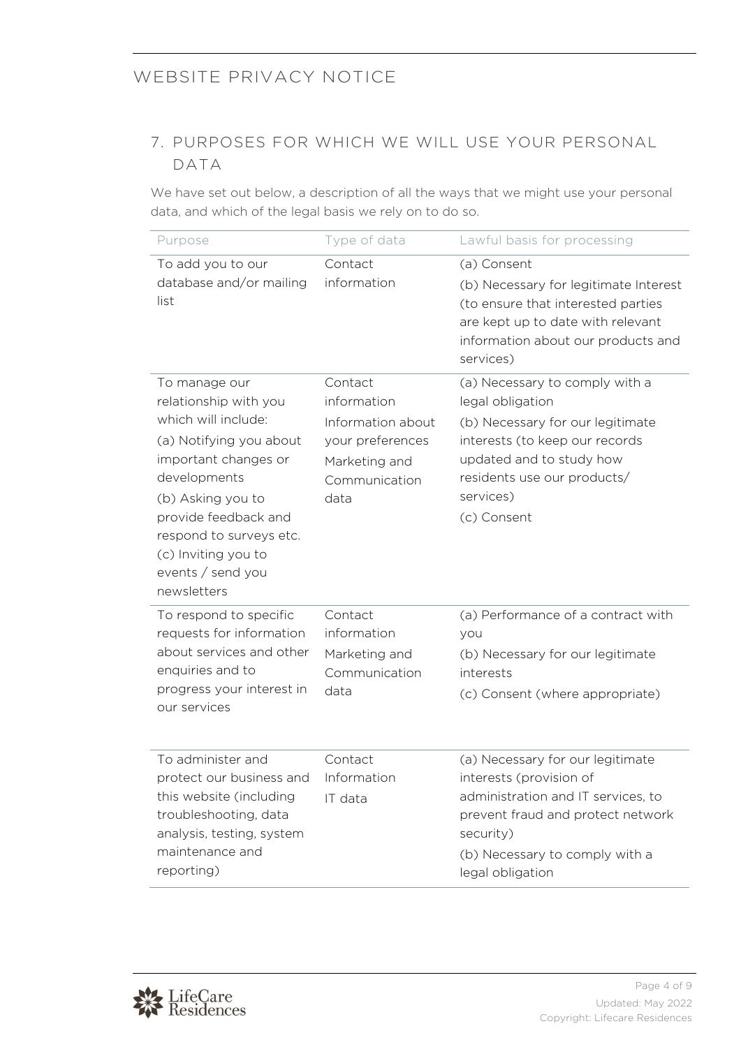## 7. PURPOSES FOR WHICH WE WILL USE YOUR PERSONAL DATA

We have set out below, a description of all the ways that we might use your personal data, and which of the legal basis we rely on to do so.

| Purpose | Type of data | Lawful basis for processing |
|---|---|---|
| To add you to our database and/or mailing list | Contact information | (a) Consent<br>(b) Necessary for legitimate Interest (to ensure that interested parties are kept up to date with relevant information about our products and services) |
| To manage our relationship with you which will include:<br>(a) Notifying you about important changes or developments<br>(b) Asking you to provide feedback and respond to surveys etc.<br>(c) Inviting you to events / send you newsletters | Contact information<br>Information about your preferences<br>Marketing and Communication data | (a) Necessary to comply with a legal obligation<br>(b) Necessary for our legitimate interests (to keep our records updated and to study how residents use our products/ services)<br>(c) Consent |
| To respond to specific requests for information about services and other enquiries and to progress your interest in our services | Contact information<br>Marketing and Communication data | (a) Performance of a contract with you<br>(b) Necessary for our legitimate interests<br>(c) Consent (where appropriate) |
| To administer and protect our business and this website (including troubleshooting, data analysis, testing, system maintenance and reporting) | Contact Information<br>IT data | (a) Necessary for our legitimate interests (provision of administration and IT services, to prevent fraud and protect network security)<br>(b) Necessary to comply with a legal obligation |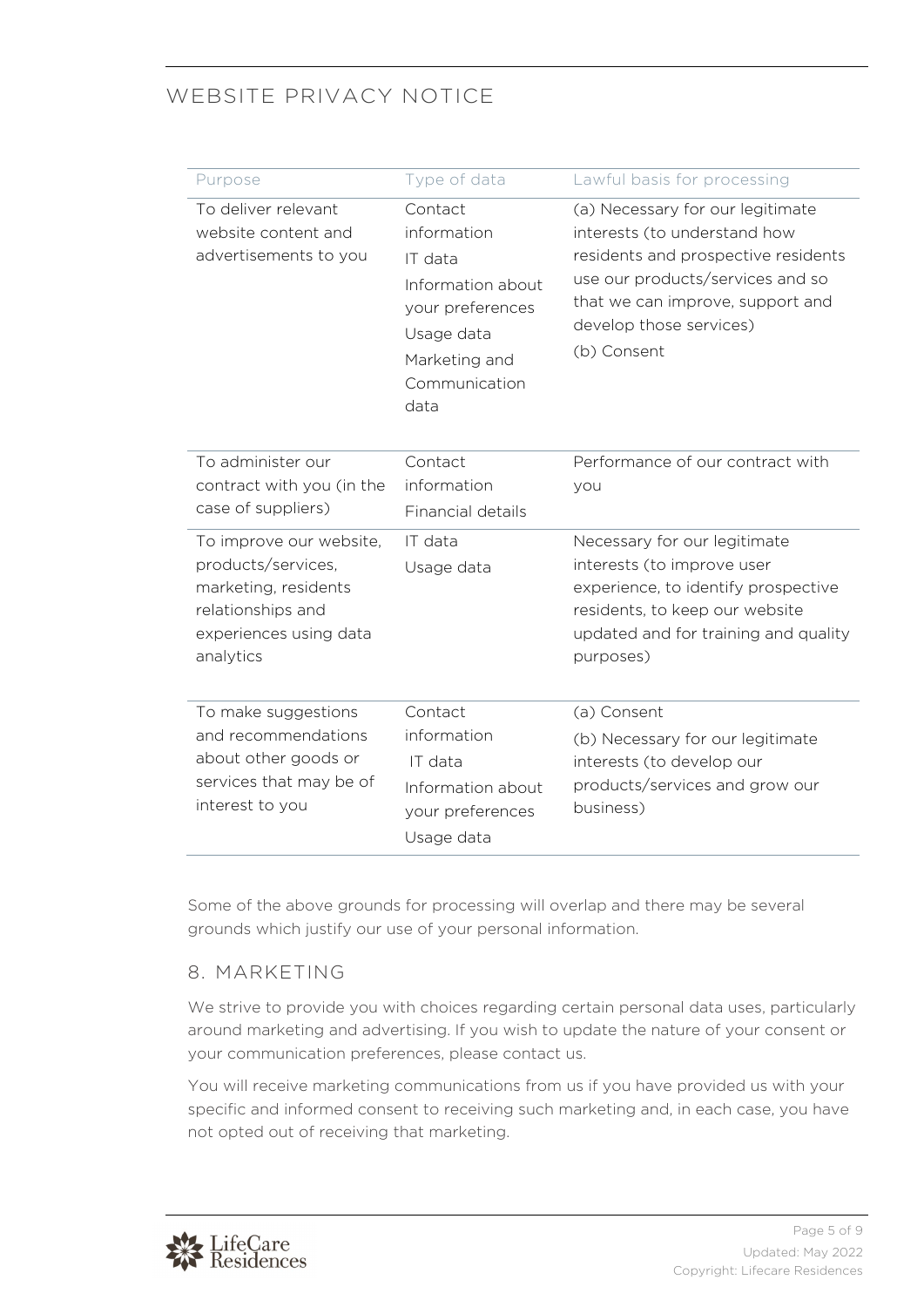| Purpose | Type of data | Lawful basis for processing |
|---|---|---|
| To deliver relevant website content and advertisements to you | Contact information<br>IT data<br>Information about your preferences<br>Usage data<br>Marketing and Communication data | (a) Necessary for our legitimate interests (to understand how residents and prospective residents use our products/services and so that we can improve, support and develop those services)<br>(b) Consent |
| To administer our contract with you (in the case of suppliers) | Contact information<br>Financial details | Performance of our contract with you |
| To improve our website, products/services, marketing, residents relationships and experiences using data analytics | IT data<br>Usage data | Necessary for our legitimate interests (to improve user experience, to identify prospective residents, to keep our website updated and for training and quality purposes) |
| To make suggestions and recommendations about other goods or services that may be of interest to you | Contact information<br>IT data<br>Information about your preferences<br>Usage data | (a) Consent<br>(b) Necessary for our legitimate interests (to develop our products/services and grow our business) |

Some of the above grounds for processing will overlap and there may be several grounds which justify our use of your personal information.

## 8. MARKETING

We strive to provide you with choices regarding certain personal data uses, particularly around marketing and advertising. If you wish to update the nature of your consent or your communication preferences, please contact us.

You will receive marketing communications from us if you have provided us with your specific and informed consent to receiving such marketing and, in each case, you have not opted out of receiving that marketing.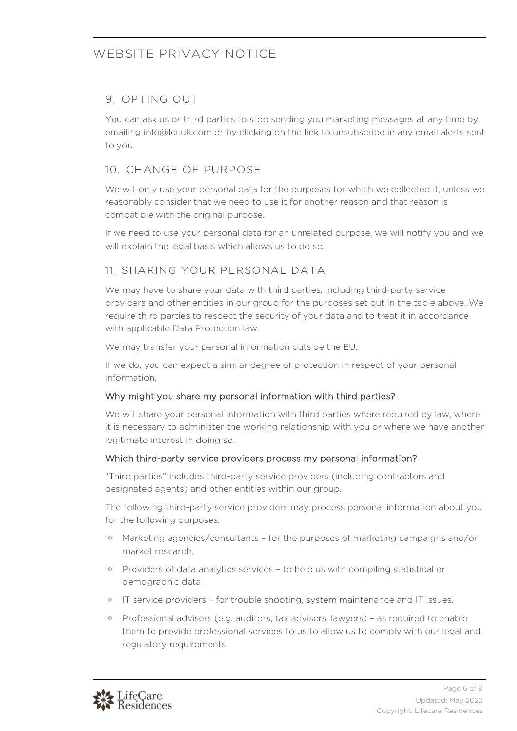## 9. OPTING OUT

You can ask us or third parties to stop sending you marketing messages at any time by emailing info@lcr.uk.com or by clicking on the link to unsubscribe in any email alerts sent to you.

## 10. CHANGE OF PURPOSE

We will only use your personal data for the purposes for which we collected it, unless we reasonably consider that we need to use it for another reason and that reason is compatible with the original purpose.

If we need to use your personal data for an unrelated purpose, we will notify you and we will explain the legal basis which allows us to do so.

## 11. SHARING YOUR PERSONAL DATA

We may have to share your data with third parties, including third-party service providers and other entities in our group for the purposes set out in the table above. We require third parties to respect the security of your data and to treat it in accordance with applicable Data Protection law.

We may transfer your personal information outside the EU.

If we do, you can expect a similar degree of protection in respect of your personal information.

### Why might you share my personal information with third parties?

We will share your personal information with third parties where required by law, where it is necessary to administer the working relationship with you or where we have another legitimate interest in doing so.

### Which third-party service providers process my personal information?

"Third parties" includes third-party service providers (including contractors and designated agents) and other entities within our group.

The following third-party service providers may process personal information about you for the following purposes:

- Marketing agencies/consultants – for the purposes of marketing campaigns and/or market research.
- Providers of data analytics services – to help us with compiling statistical or demographic data.
- IT service providers – for trouble shooting, system maintenance and IT issues.
- Professional advisers (e.g. auditors, tax advisers, lawyers) – as required to enable them to provide professional services to us to allow us to comply with our legal and regulatory requirements.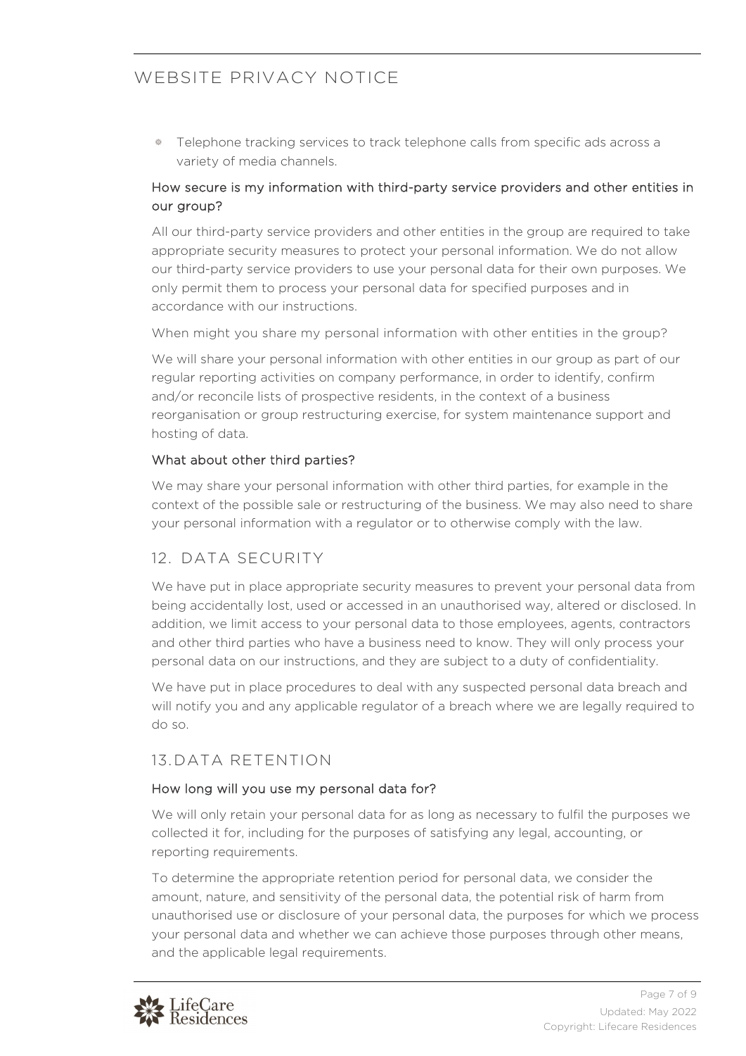- Telephone tracking services to track telephone calls from specific ads across a variety of media channels.

### How secure is my information with third-party service providers and other entities in our group?

All our third-party service providers and other entities in the group are required to take appropriate security measures to protect your personal information. We do not allow our third-party service providers to use your personal data for their own purposes. We only permit them to process your personal data for specified purposes and in accordance with our instructions.

When might you share my personal information with other entities in the group?

We will share your personal information with other entities in our group as part of our regular reporting activities on company performance, in order to identify, confirm and/or reconcile lists of prospective residents, in the context of a business reorganisation or group restructuring exercise, for system maintenance support and hosting of data.

### What about other third parties?

We may share your personal information with other third parties, for example in the context of the possible sale or restructuring of the business. We may also need to share your personal information with a regulator or to otherwise comply with the law.

## 12. DATA SECURITY

We have put in place appropriate security measures to prevent your personal data from being accidentally lost, used or accessed in an unauthorised way, altered or disclosed. In addition, we limit access to your personal data to those employees, agents, contractors and other third parties who have a business need to know. They will only process your personal data on our instructions, and they are subject to a duty of confidentiality.

We have put in place procedures to deal with any suspected personal data breach and will notify you and any applicable regulator of a breach where we are legally required to do so.

## 13. DATA RETENTION

### How long will you use my personal data for?

We will only retain your personal data for as long as necessary to fulfil the purposes we collected it for, including for the purposes of satisfying any legal, accounting, or reporting requirements.

To determine the appropriate retention period for personal data, we consider the amount, nature, and sensitivity of the personal data, the potential risk of harm from unauthorised use or disclosure of your personal data, the purposes for which we process your personal data and whether we can achieve those purposes through other means, and the applicable legal requirements.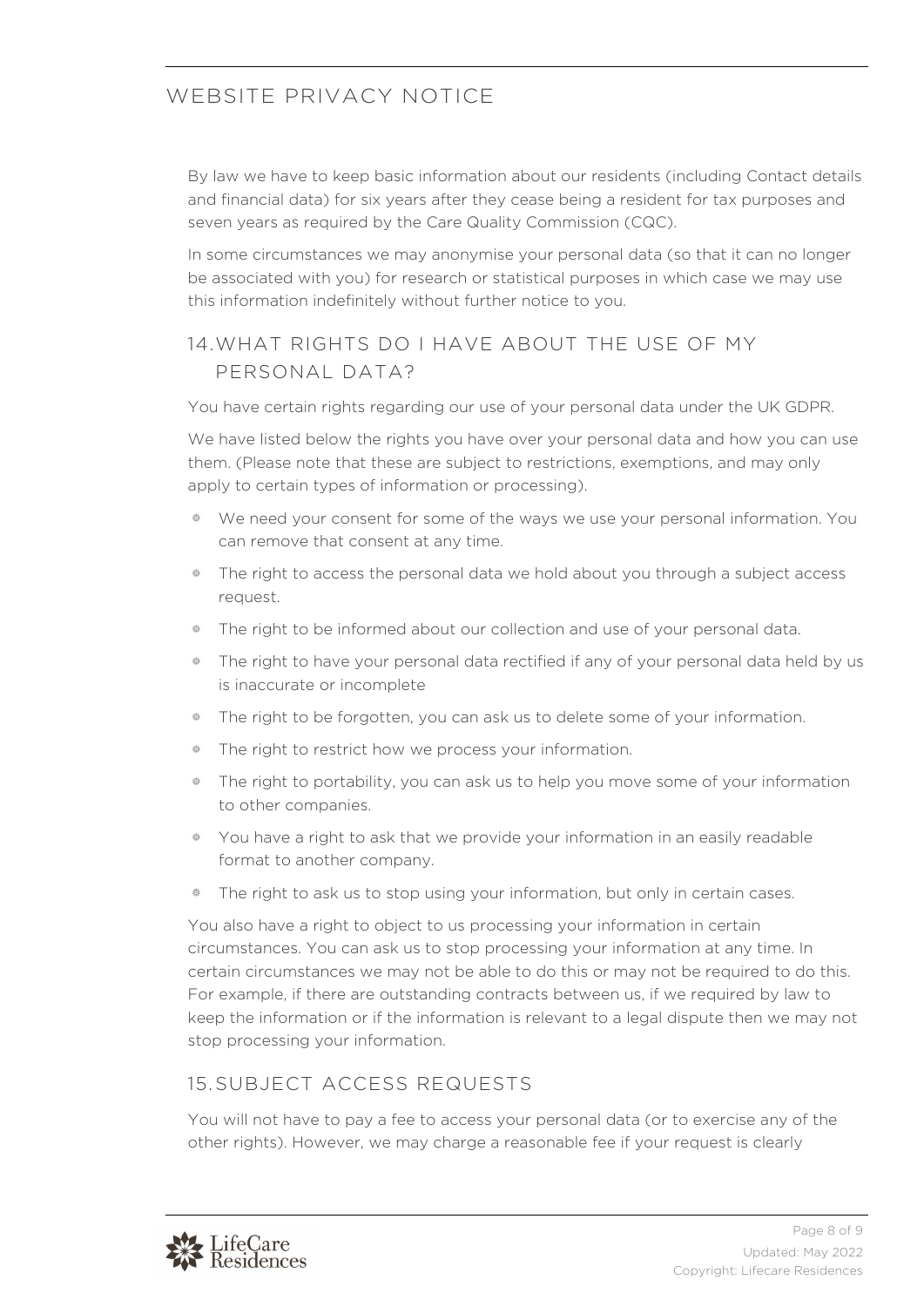By law we have to keep basic information about our residents (including Contact details and financial data) for six years after they cease being a resident for tax purposes and seven years as required by the Care Quality Commission (CQC).

In some circumstances we may anonymise your personal data (so that it can no longer be associated with you) for research or statistical purposes in which case we may use this information indefinitely without further notice to you.

## 14. WHAT RIGHTS DO I HAVE ABOUT THE USE OF MY PERSONAL DATA?

You have certain rights regarding our use of your personal data under the UK GDPR.

We have listed below the rights you have over your personal data and how you can use them. (Please note that these are subject to restrictions, exemptions, and may only apply to certain types of information or processing).

- We need your consent for some of the ways we use your personal information. You can remove that consent at any time.
- The right to access the personal data we hold about you through a subject access request.
- The right to be informed about our collection and use of your personal data.
- The right to have your personal data rectified if any of your personal data held by us is inaccurate or incomplete
- The right to be forgotten, you can ask us to delete some of your information.
- The right to restrict how we process your information.
- The right to portability, you can ask us to help you move some of your information to other companies.
- You have a right to ask that we provide your information in an easily readable format to another company.
- The right to ask us to stop using your information, but only in certain cases.

You also have a right to object to us processing your information in certain circumstances. You can ask us to stop processing your information at any time. In certain circumstances we may not be able to do this or may not be required to do this. For example, if there are outstanding contracts between us, if we required by law to keep the information or if the information is relevant to a legal dispute then we may not stop processing your information.

## 15. SUBJECT ACCESS REQUESTS

You will not have to pay a fee to access your personal data (or to exercise any of the other rights). However, we may charge a reasonable fee if your request is clearly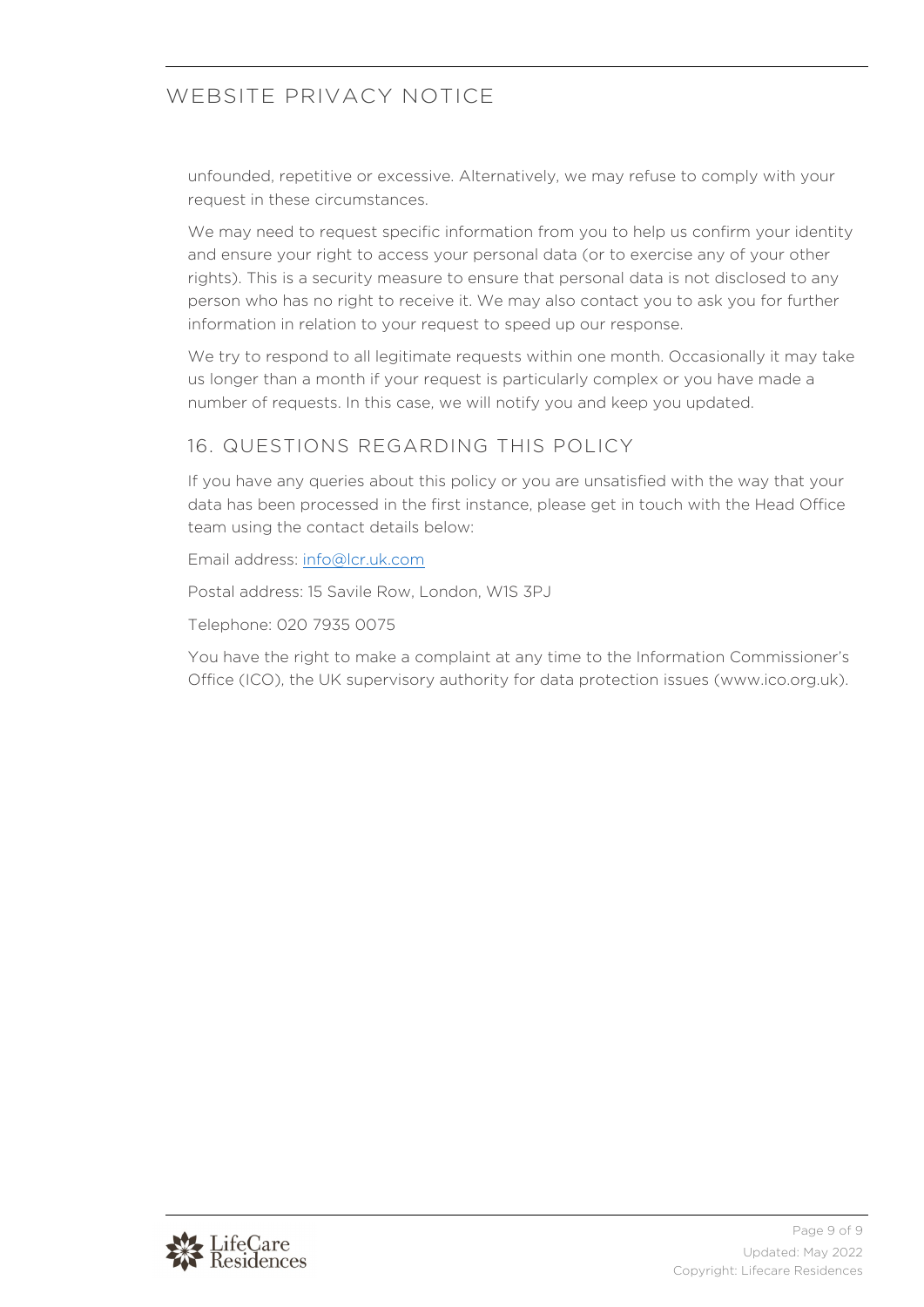unfounded, repetitive or excessive. Alternatively, we may refuse to comply with your request in these circumstances.

We may need to request specific information from you to help us confirm your identity and ensure your right to access your personal data (or to exercise any of your other rights). This is a security measure to ensure that personal data is not disclosed to any person who has no right to receive it. We may also contact you to ask you for further information in relation to your request to speed up our response.

We try to respond to all legitimate requests within one month. Occasionally it may take us longer than a month if your request is particularly complex or you have made a number of requests. In this case, we will notify you and keep you updated.

## 16. QUESTIONS REGARDING THIS POLICY

If you have any queries about this policy or you are unsatisfied with the way that your data has been processed in the first instance, please get in touch with the Head Office team using the contact details below:

Email address: info@lcr.uk.com

Postal address: 15 Savile Row, London, W1S 3PJ

Telephone: 020 7935 0075

You have the right to make a complaint at any time to the Information Commissioner's Office (ICO), the UK supervisory authority for data protection issues (www.ico.org.uk).